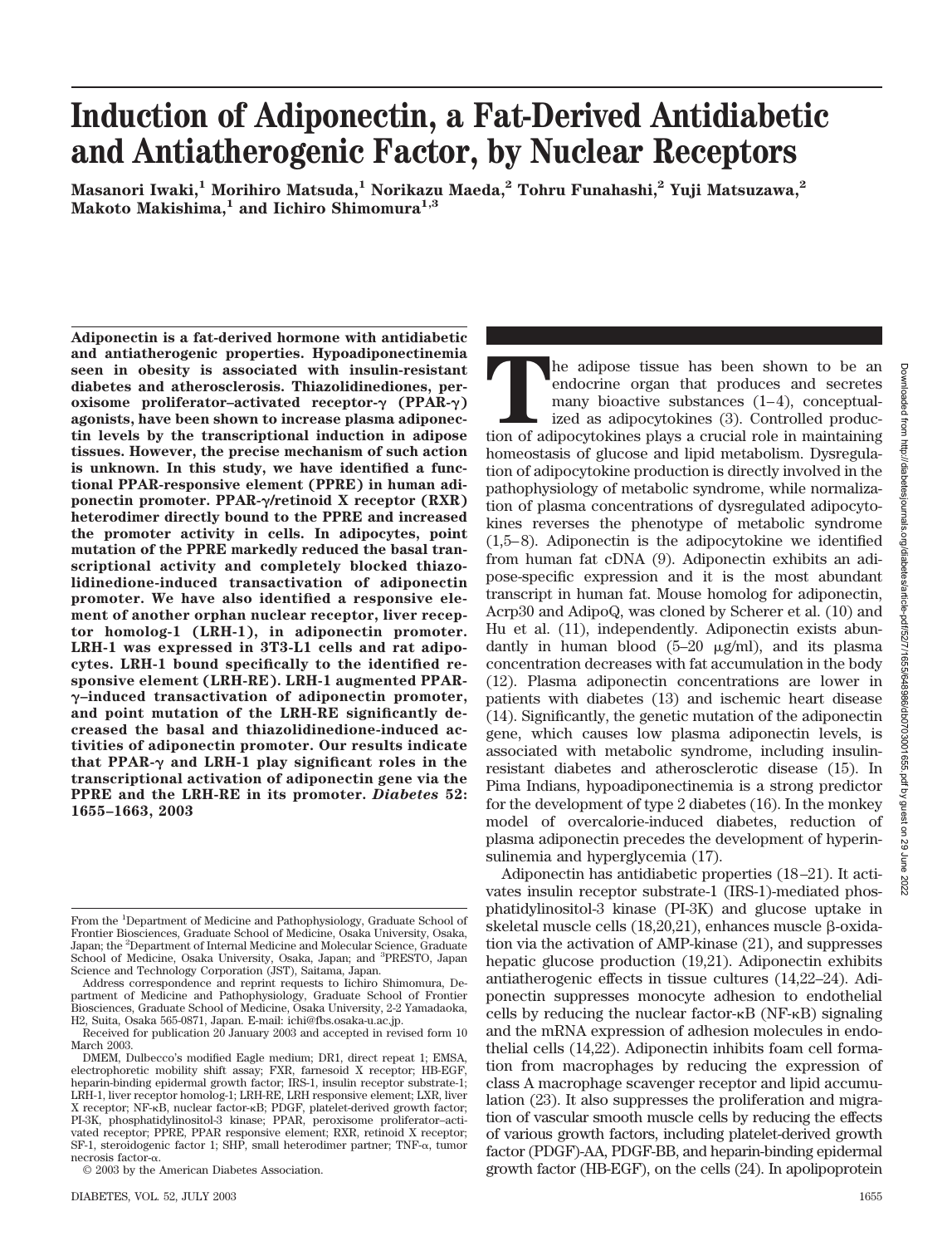# Induction of Adiponectin, a Fat-Derived Antidiabetic and Antiatherogenic Factor, by Nuclear Receptors

**Masanori Iwaki,[1] Morihiro Matsuda,[1] Norikazu Maeda,[2] Tohru Funahashi,[2] Yuji Matsuzawa,[2] Makoto Makishima,[1] and Iichiro Shimomura[1,3]**

**Adiponectin is a fat-derived hormone with antidiabetic and antiatherogenic properties. Hypoadiponectinemia seen in obesity is associated with insulin-resistant diabetes and atherosclerosis. Thiazolidinediones, peroxisome proliferator–activated receptor-γ (PPAR-γ) agonists, have been shown to increase plasma adiponectin levels by the transcriptional induction in adipose tissues. However, the precise mechanism of such action is unknown. In this study, we have identified a functional PPAR-responsive element (PPRE) in human adiponectin promoter. PPAR-γ/retinoid X receptor (RXR) heterodimer directly bound to the PPRE and increased the promoter activity in cells. In adipocytes, point mutation of the PPRE markedly reduced the basal transcriptional activity and completely blocked thiazolidinedione-induced transactivation of adiponectin promoter. We have also identified a responsive element of another orphan nuclear receptor, liver receptor homolog-1 (LRH-1), in adiponectin promoter. LRH-1 was expressed in 3T3-L1 cells and rat adipocytes. LRH-1 bound specifically to the identified responsive element (LRH-RE). LRH-1 augmented PPAR-γ–induced transactivation of adiponectin promoter, and point mutation of the LRH-RE significantly decreased the basal and thiazolidinedione-induced activities of adiponectin promoter. Our results indicate that PPAR-γ and LRH-1 play significant roles in the transcriptional activation of adiponectin gene via the PPRE and the LRH-RE in its promoter. *Diabetes* 52: 1655–1663, 2003**

The adipose tissue has been shown to be an endocrine organ that produces and secretes many bioactive substances (1–4), conceptualized as adipocytokines (3). Controlled production of adipocytokines plays a crucial role in maintaining homeostasis of glucose and lipid metabolism. Dysregulation of adipocytokine production is directly involved in the pathophysiology of metabolic syndrome, while normalization of plasma concentrations of dysregulated adipocytokines reverses the phenotype of metabolic syndrome (1,5–8). Adiponectin is the adipocytokine we identified from human fat cDNA (9). Adiponectin exhibits an adipose-specific expression and it is the most abundant transcript in human fat. Mouse homolog for adiponectin, Acrp30 and AdipoQ, was cloned by Scherer et al. (10) and Hu et al. (11), independently. Adiponectin exists abundantly in human blood (5–20 μg/ml), and its plasma concentration decreases with fat accumulation in the body (12). Plasma adiponectin concentrations are lower in patients with diabetes (13) and ischemic heart disease (14). Significantly, the genetic mutation of the adiponectin gene, which causes low plasma adiponectin levels, is associated with metabolic syndrome, including insulin-resistant diabetes and atherosclerotic disease (15). In Pima Indians, hypoadiponectinemia is a strong predictor for the development of type 2 diabetes (16). In the monkey model of overcalorie-induced diabetes, reduction of plasma adiponectin precedes the development of hyperinsulinemia and hyperglycemia (17).

Adiponectin has antidiabetic properties (18–21). It activates insulin receptor substrate-1 (IRS-1)-mediated phosphatidylinositol-3 kinase (PI-3K) and glucose uptake in skeletal muscle cells (18,20,21), enhances muscle β-oxidation via the activation of AMP-kinase (21), and suppresses hepatic glucose production (19,21). Adiponectin exhibits antiatherogenic effects in tissue cultures (14,22–24). Adiponectin suppresses monocyte adhesion to endothelial cells by reducing the nuclear factor-κB (NF-κB) signaling and the mRNA expression of adhesion molecules in endothelial cells (14,22). Adiponectin inhibits foam cell formation from macrophages by reducing the expression of class A macrophage scavenger receptor and lipid accumulation (23). It also suppresses the proliferation and migration of vascular smooth muscle cells by reducing the effects of various growth factors, including platelet-derived growth factor (PDGF)-AA, PDGF-BB, and heparin-binding epidermal growth factor (HB-EGF), on the cells (24). In apolipoprotein

From the [1]Department of Medicine and Pathophysiology, Graduate School of Frontier Biosciences, Graduate School of Medicine, Osaka University, Osaka, Japan; the [2]Department of Internal Medicine and Molecular Science, Graduate School of Medicine, Osaka University, Osaka, Japan; and [3]PRESTO, Japan Science and Technology Corporation (JST), Saitama, Japan.

Address correspondence and reprint requests to Iichiro Shimomura, Department of Medicine and Pathophysiology, Graduate School of Frontier Biosciences, Graduate School of Medicine, Osaka University, 2-2 Yamadaoka, H2, Suita, Osaka 565-0871, Japan. E-mail: ichi@fbs.osaka-u.ac.jp.

Received for publication 20 January 2003 and accepted in revised form 10 March 2003.

DMEM, Dulbecco's modified Eagle medium; DR1, direct repeat 1; EMSA, electrophoretic mobility shift assay; FXR, farnesoid X receptor; HB-EGF, heparin-binding epidermal growth factor; IRS-1, insulin receptor substrate-1; LRH-1, liver receptor homolog-1; LRH-RE, LRH responsive element; LXR, liver X receptor; NF-κB, nuclear factor-κB; PDGF, platelet-derived growth factor; PI-3K, phosphatidylinositol-3 kinase; PPAR, peroxisome proliferator–activated receptor; PPRE, PPAR responsive element; RXR, retinoid X receptor; SF-1, steroidogenic factor 1; SHP, small heterodimer partner; TNF-α, tumor necrosis factor-α.

© 2003 by the American Diabetes Association.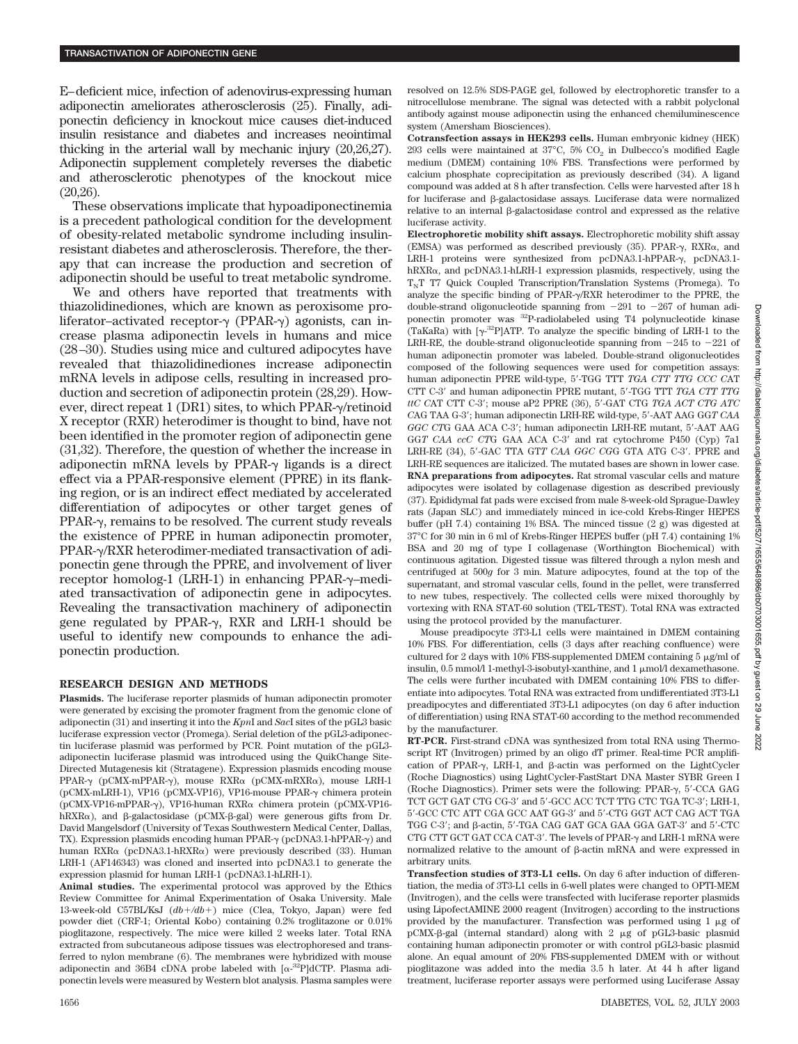E–deficient mice, infection of adenovirus-expressing human adiponectin ameliorates atherosclerosis (25). Finally, adiponectin deficiency in knockout mice causes diet-induced insulin resistance and diabetes and increases neointimal thicking in the arterial wall by mechanic injury (20,26,27). Adiponectin supplement completely reverses the diabetic and atherosclerotic phenotypes of the knockout mice (20,26).

These observations implicate that hypoadiponectinemia is a precedent pathological condition for the development of obesity-related metabolic syndrome including insulin-resistant diabetes and atherosclerosis. Therefore, the therapy that can increase the production and secretion of adiponectin should be useful to treat metabolic syndrome.

We and others have reported that treatments with thiazolidinediones, which are known as peroxisome proliferator–activated receptor-γ (PPAR-γ) agonists, can increase plasma adiponectin levels in humans and mice (28–30). Studies using mice and cultured adipocytes have revealed that thiazolidinediones increase adiponectin mRNA levels in adipose cells, resulting in increased production and secretion of adiponectin protein (28,29). However, direct repeat 1 (DR1) sites, to which PPAR-γ/retinoid X receptor (RXR) heterodimer is thought to bind, have not been identified in the promoter region of adiponectin gene (31,32). Therefore, the question of whether the increase in adiponectin mRNA levels by PPAR-γ ligands is a direct effect via a PPAR-responsive element (PPRE) in its flanking region, or is an indirect effect mediated by accelerated differentiation of adipocytes or other target genes of PPAR-γ, remains to be resolved. The current study reveals the existence of PPRE in human adiponectin promoter, PPAR-γ/RXR heterodimer-mediated transactivation of adiponectin gene through the PPRE, and involvement of liver receptor homolog-1 (LRH-1) in enhancing PPAR-γ–mediated transactivation of adiponectin gene in adipocytes. Revealing the transactivation machinery of adiponectin gene regulated by PPAR-γ, RXR and LRH-1 should be useful to identify new compounds to enhance the adiponectin production.

## RESEARCH DESIGN AND METHODS

**Plasmids.** The luciferase reporter plasmids of human adiponectin promoter were generated by excising the promoter fragment from the genomic clone of adiponectin (31) and inserting it into the *Kpn*I and *Sac*I sites of the pGL3 basic luciferase expression vector (Promega). Serial deletion of the pGL3-adiponectin luciferase plasmid was performed by PCR. Point mutation of the pGL3-adiponectin luciferase plasmid was introduced using the QuikChange Site-Directed Mutagenesis kit (Stratagene). Expression plasmids encoding mouse PPAR-γ (pCMX-mPPAR-γ), mouse RXRα (pCMX-mRXRα), mouse LRH-1 (pCMX-mLRH-1), VP16 (pCMX-VP16), VP16-mouse PPAR-γ chimera protein (pCMX-VP16-mPPAR-γ), VP16-human RXRα chimera protein (pCMX-VP16-hRXRα), and β-galactosidase (pCMX-β-gal) were generous gifts from Dr. David Mangelsdorf (University of Texas Southwestern Medical Center, Dallas, TX). Expression plasmids encoding human PPAR-γ (pcDNA3.1-hPPAR-γ) and human RXRα (pcDNA3.1-hRXRα) were previously described (33). Human LRH-1 (AF146343) was cloned and inserted into pcDNA3.1 to generate the expression plasmid for human LRH-1 (pcDNA3.1-hLRH-1).

**Animal studies.** The experimental protocol was approved by the Ethics Review Committee for Animal Experimentation of Osaka University. Male 13-week-old C57BL/KsJ (*db+/db+*) mice (Clea, Tokyo, Japan) were fed powder diet (CRF-1; Oriental Kobo) containing 0.2% troglitazone or 0.01% pioglitazone, respectively. The mice were killed 2 weeks later. Total RNA extracted from subcutaneous adipose tissues was electrophoresed and transferred to nylon membrane (6). The membranes were hybridized with mouse adiponectin and 36B4 cDNA probe labeled with [α-$^{32}$P]dCTP. Plasma adiponectin levels were measured by Western blot analysis. Plasma samples were resolved on 12.5% SDS-PAGE gel, followed by electrophoretic transfer to a nitrocellulose membrane. The signal was detected with a rabbit polyclonal antibody against mouse adiponectin using the enhanced chemiluminescence system (Amersham Biosciences).

**Cotransfection assays in HEK293 cells.** Human embryonic kidney (HEK) 293 cells were maintained at 37°C, 5% $CO_2$ in Dulbecco's modified Eagle medium (DMEM) containing 10% FBS. Transfections were performed by calcium phosphate coprecipitation as previously described (34). A ligand compound was added at 8 h after transfection. Cells were harvested after 18 h for luciferase and β-galactosidase assays. Luciferase data were normalized relative to an internal β-galactosidase control and expressed as the relative luciferase activity.

**Electrophoretic mobility shift assays.** Electrophoretic mobility shift assay (EMSA) was performed as described previously (35). PPAR-γ, RXRα, and LRH-1 proteins were synthesized from pcDNA3.1-hPPAR-γ, pcDNA3.1-hRXRα, and pcDNA3.1-hLRH-1 expression plasmids, respectively, using the $T_NT$ T7 Quick Coupled Transcription/Translation Systems (Promega). To analyze the specific binding of PPAR-γ/RXR heterodimer to the PPRE, the double-strand oligonucleotide spanning from −291 to −267 of human adiponectin promoter was $^{32}$P-radiolabeled using T4 polynucleotide kinase (TaKaRa) with [γ-$^{32}$P]ATP. To analyze the specific binding of LRH-1 to the LRH-RE, the double-strand oligonucleotide spanning from −245 to −221 of human adiponectin promoter was labeled. Double-strand oligonucleotides composed of the following sequences were used for competition assays: human adiponectin PPRE wild-type, 5′-TGG TTT *TGA CTT TTG CCC* CAT CTT C-3′ and human adiponectin PPRE mutant, 5′-TGG TTT *TGA CTT TTG ttC* CAT CTT C-3′; mouse aP2 PPRE (36), 5′-GAT CTG *TGA ACT CTG ATC C*AG TAA G-3′; human adiponectin LRH-RE wild-type, 5′-AAT AAG GG*T CAA GGC CT*G GAA ACA C-3′; human adiponectin LRH-RE mutant, 5′-AAT AAG GG*T CAA ccC CT*G GAA ACA C-3′ and rat cytochrome P450 (Cyp) 7a1 LRH-RE (34), 5′-GAC TTA GT*T CAA GGC CG*G GTA ATG C-3′. PPRE and LRH-RE sequences are italicized. The mutated bases are shown in lower case.

**RNA preparations from adipocytes.** Rat stromal vascular cells and mature adipocytes were isolated by collagenase digestion as described previously (37). Epididymal fat pads were excised from male 8-week-old Sprague-Dawley rats (Japan SLC) and immediately minced in ice-cold Krebs-Ringer HEPES buffer (pH 7.4) containing 1% BSA. The minced tissue (2 g) was digested at 37°C for 30 min in 6 ml of Krebs-Ringer HEPES buffer (pH 7.4) containing 1% BSA and 20 mg of type I collagenase (Worthington Biochemical) with continuous agitation. Digested tissue was filtered through a nylon mesh and centrifuged at 500*g* for 3 min. Mature adipocytes, found at the top of the supernatant, and stromal vascular cells, found in the pellet, were transferred to new tubes, respectively. The collected cells were mixed thoroughly by vortexing with RNA STAT-60 solution (TEL-TEST). Total RNA was extracted using the protocol provided by the manufacturer.

Mouse preadipocyte 3T3-L1 cells were maintained in DMEM containing 10% FBS. For differentiation, cells (3 days after reaching confluence) were cultured for 2 days with 10% FBS-supplemented DMEM containing 5 μg/ml of insulin, 0.5 mmol/l 1-methyl-3-isobutyl-xanthine, and 1 μmol/l dexamethasone. The cells were further incubated with DMEM containing 10% FBS to differentiate into adipocytes. Total RNA was extracted from undifferentiated 3T3-L1 preadipocytes and differentiated 3T3-L1 adipocytes (on day 6 after induction of differentiation) using RNA STAT-60 according to the method recommended by the manufacturer.

**RT-PCR.** First-strand cDNA was synthesized from total RNA using Thermoscript RT (Invitrogen) primed by an oligo dT primer. Real-time PCR amplification of PPAR-γ, LRH-1, and β-actin was performed on the LightCycler (Roche Diagnostics) using LightCycler-FastStart DNA Master SYBR Green I (Roche Diagnostics). Primer sets were the following: PPAR-γ, 5′-CCA GAG TCT GCT GAT CTG CG-3′ and 5′-GCC ACC TCT TTG CTC TGA TC-3′; LRH-1, 5′-GCC CTC ATT CGA GCC AAT GG-3′ and 5′-CTG GGT ACT CAG ACT TGA TGG C-3′; and β-actin, 5′-TGA CAG GAT GCA GAA GGA GAT-3′ and 5′-CTC CTG CTT GCT GAT CCA CAT-3′. The levels of PPAR-γ and LRH-1 mRNA were normalized relative to the amount of β-actin mRNA and were expressed in arbitrary units.

**Transfection studies of 3T3-L1 cells.** On day 6 after induction of differentiation, the media of 3T3-L1 cells in 6-well plates were changed to OPTI-MEM (Invitrogen), and the cells were transfected with luciferase reporter plasmids using LipofectAMINE 2000 reagent (Invitrogen) according to the instructions provided by the manufacturer. Transfection was performed using 1 μg of pCMX-β-gal (internal standard) along with 2 μg of pGL3-basic plasmid containing human adiponectin promoter or with control pGL3-basic plasmid alone. An equal amount of 20% FBS-supplemented DMEM with or without pioglitazone was added into the media 3.5 h later. At 44 h after ligand treatment, luciferase reporter assays were performed using Luciferase Assay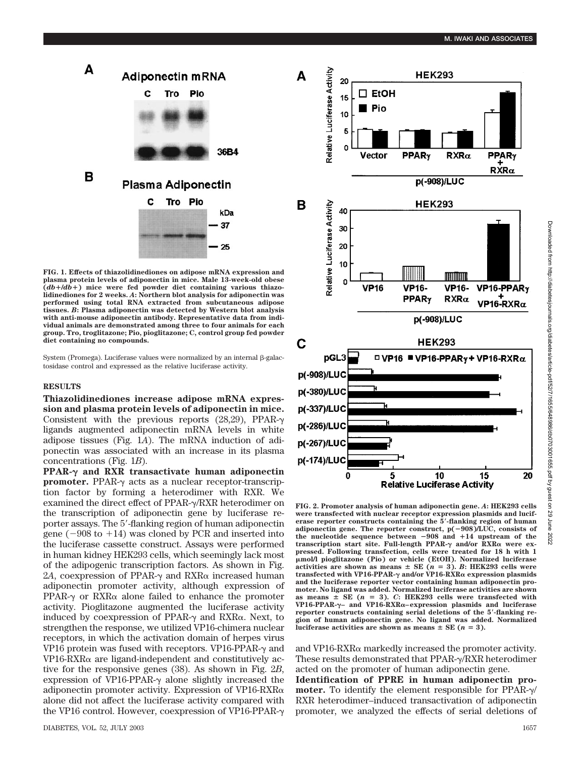**FIG. 1. Effects of thiazolidinediones on adipose mRNA expression and plasma protein levels of adiponectin in mice. Male 13-week-old obese (*db+/db+*) mice were fed powder diet containing various thiazolidinediones for 2 weeks. *A*: Northern blot analysis for adiponectin was performed using total RNA extracted from subcutaneous adipose tissues. *B*: Plasma adiponectin was detected by Western blot analysis with anti-mouse adiponectin antibody. Representative data from individual animals are demonstrated among three to four animals for each group. Tro, troglitazone; Pio, pioglitazone; C, control group fed powder diet containing no compounds.**

System (Promega). Luciferase values were normalized by an internal β-galactosidase control and expressed as the relative luciferase activity.

## RESULTS

**Thiazolidinediones increase adipose mRNA expression and plasma protein levels of adiponectin in mice.** Consistent with the previous reports (28,29), PPAR-γ ligands augmented adiponectin mRNA levels in white adipose tissues (Fig. 1*A*). The mRNA induction of adiponectin was associated with an increase in its plasma concentrations (Fig. 1*B*).

**PPAR-γ and RXR transactivate human adiponectin promoter.** PPAR-γ acts as a nuclear receptor-transcription factor by forming a heterodimer with RXR. We examined the direct effect of PPAR-γ/RXR heterodimer on the transcription of adiponectin gene by luciferase reporter assays. The 5′-flanking region of human adiponectin gene (−908 to +14) was cloned by PCR and inserted into the luciferase cassette construct. Assays were performed in human kidney HEK293 cells, which seemingly lack most of the adipogenic transcription factors. As shown in Fig. 2*A*, coexpression of PPAR-γ and RXRα increased human adiponectin promoter activity, although expression of PPAR-γ or RXRα alone failed to enhance the promoter activity. Pioglitazone augmented the luciferase activity induced by coexpression of PPAR-γ and RXRα. Next, to strengthen the response, we utilized VP16-chimera nuclear receptors, in which the activation domain of herpes virus VP16 protein was fused with receptors. VP16-PPAR-γ and VP16-RXRα are ligand-independent and constitutively active for the responsive genes (38). As shown in Fig. 2*B*, expression of VP16-PPAR-γ alone slightly increased the adiponectin promoter activity. Expression of VP16-RXRα alone did not affect the luciferase activity compared with the VP16 control. However, coexpression of VP16-PPAR-γ and VP16-RXRα markedly increased the promoter activity. These results demonstrated that PPAR-γ/RXR heterodimer acted on the promoter of human adiponectin gene.

**FIG. 2. Promoter analysis of human adiponectin gene. *A*: HEK293 cells were transfected with nuclear receptor expression plasmids and luciferase reporter constructs containing the 5′-flanking region of human adiponectin gene. The reporter construct, p(−908)/LUC, consists of the nucleotide sequence between −908 and +14 upstream of the transcription start site. Full-length PPAR-γ and/or RXRα were expressed. Following transfection, cells were treated for 18 h with 1 μmol/l pioglitazone (Pio) or vehicle (EtOH). Normalized luciferase activities are shown as means ± SE (*n* = 3). *B*: HEK293 cells were transfected with VP16-PPAR-γ and/or VP16-RXRα expression plasmids and the luciferase reporter vector containing human adiponectin promoter. No ligand was added. Normalized luciferase activities are shown as means ± SE (*n* = 3). *C*: HEK293 cells were transfected with VP16-PPAR-γ– and VP16-RXRα–expression plasmids and luciferase reporter constructs containing serial deletions of the 5′-flanking region of human adiponectin gene. No ligand was added. Normalized luciferase activities are shown as means ± SE (*n* = 3).**

**Identification of PPRE in human adiponectin promoter.** To identify the element responsible for PPAR-γ/RXR heterodimer–induced transactivation of adiponectin promoter, we analyzed the effects of serial deletions of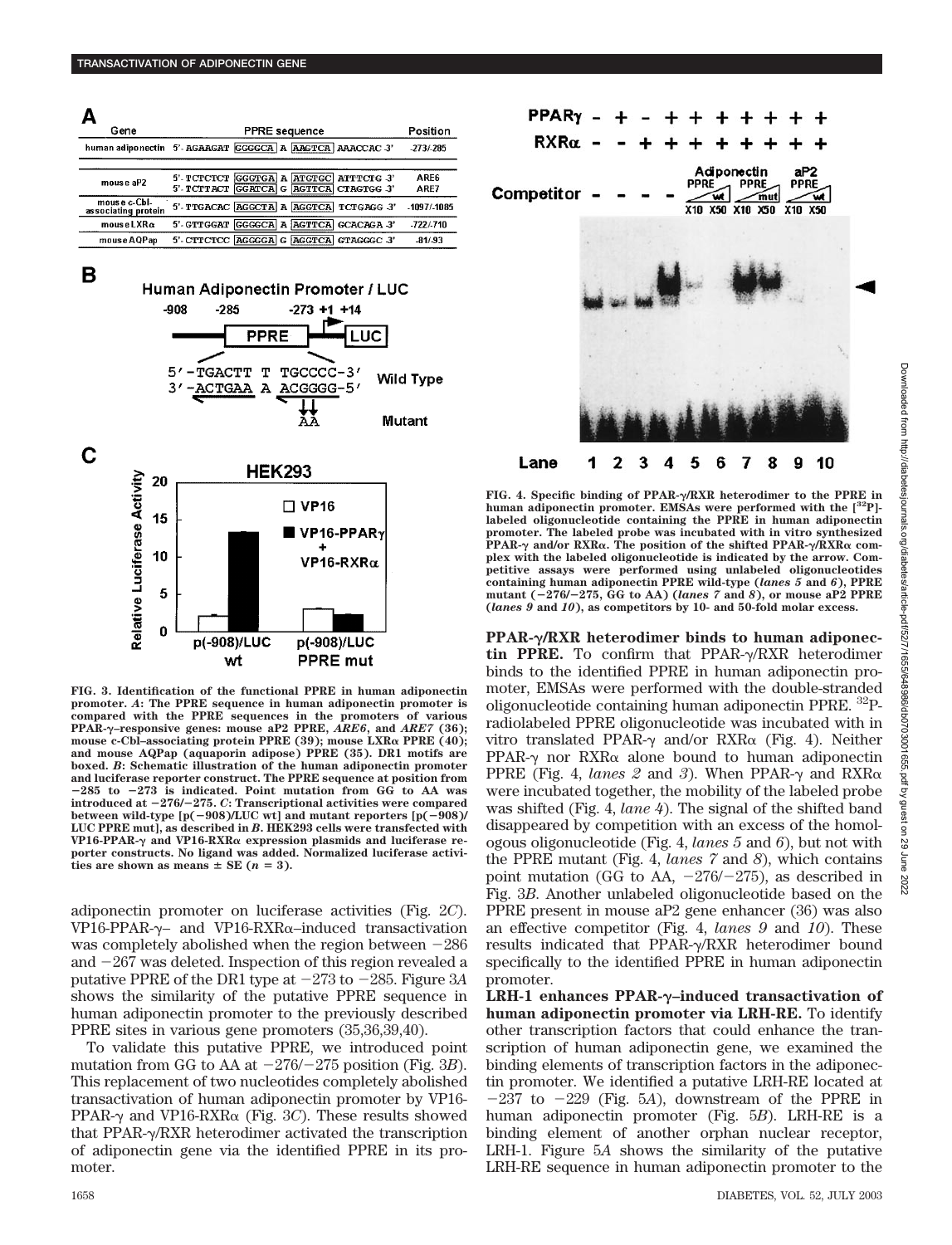FIG. 3. **Identification of the functional PPRE in human adiponectin promoter.** *A*: The PPRE sequence in human adiponectin promoter is compared with the PPRE sequences in the promoters of various PPAR-γ–responsive genes: mouse aP2 PPRE, *ARE6*, and *ARE7* (36); mouse c-Cbl–associating protein PPRE (39); mouse LXRα PPRE (40); and mouse AQPap (aquaporin adipose) PPRE (35). DR1 motifs are boxed. *B*: Schematic illustration of the human adiponectin promoter and luciferase reporter construct. The PPRE sequence at position from −285 to −273 is indicated. Point mutation from GG to AA was introduced at −276/−275. *C*: Transcriptional activities were compared between wild-type [p(−908)/LUC wt] and mutant reporters [p(−908)/LUC PPRE mut], as described in *B*. HEK293 cells were transfected with VP16-PPAR-γ and VP16-RXRα expression plasmids and luciferase reporter constructs. No ligand was added. Normalized luciferase activities are shown as means ± SE ($n = 3$).

adiponectin promoter on luciferase activities (Fig. 2*C*). VP16-PPAR-γ– and VP16-RXRα–induced transactivation was completely abolished when the region between −286 and −267 was deleted. Inspection of this region revealed a putative PPRE of the DR1 type at −273 to −285. Figure 3*A* shows the similarity of the putative PPRE sequence in human adiponectin promoter to the previously described PPRE sites in various gene promoters (35,36,39,40).

To validate this putative PPRE, we introduced point mutation from GG to AA at −276/−275 position (Fig. 3*B*). This replacement of two nucleotides completely abolished transactivation of human adiponectin promoter by VP16-PPAR-γ and VP16-RXRα (Fig. 3*C*). These results showed that PPAR-γ/RXR heterodimer activated the transcription of adiponectin gene via the identified PPRE in its promoter.

FIG. 4. **Specific binding of PPAR-γ/RXR heterodimer to the PPRE in human adiponectin promoter.** EMSAs were performed with the [$^{32}$P]-labeled oligonucleotide containing the PPRE in human adiponectin promoter. The labeled probe was incubated with in vitro synthesized PPAR-γ and/or RXRα. The position of the shifted PPAR-γ/RXRα complex with the labeled oligonucleotide is indicated by the arrow. Competitive assays were performed using unlabeled oligonucleotides containing human adiponectin PPRE wild-type (*lanes 5* and *6*), PPRE mutant (−276/−275, GG to AA) (*lanes 7* and *8*), or mouse aP2 PPRE (*lanes 9* and *10*), as competitors by 10- and 50-fold molar excess.

**PPAR-γ/RXR heterodimer binds to human adiponectin PPRE.** To confirm that PPAR-γ/RXR heterodimer binds to the identified PPRE in human adiponectin promoter, EMSAs were performed with the double-stranded oligonucleotide containing human adiponectin PPRE. $^{32}$P-radiolabeled PPRE oligonucleotide was incubated with in vitro translated PPAR-γ and/or RXRα (Fig. 4). Neither PPAR-γ nor RXRα alone bound to human adiponectin PPRE (Fig. 4, *lanes 2* and *3*). When PPAR-γ and RXRα were incubated together, the mobility of the labeled probe was shifted (Fig. 4, *lane 4*). The signal of the shifted band disappeared by competition with an excess of the homologous oligonucleotide (Fig. 4, *lanes 5* and *6*), but not with the PPRE mutant (Fig. 4, *lanes 7* and *8*), which contains point mutation (GG to AA, −276/−275), as described in Fig. 3*B*. Another unlabeled oligonucleotide based on the PPRE present in mouse aP2 gene enhancer (36) was also an effective competitor (Fig. 4, *lanes 9* and *10*). These results indicated that PPAR-γ/RXR heterodimer bound specifically to the identified PPRE in human adiponectin promoter.

**LRH-1 enhances PPAR-γ–induced transactivation of human adiponectin promoter via LRH-RE.** To identify other transcription factors that could enhance the transcription of human adiponectin gene, we examined the binding elements of transcription factors in the adiponectin promoter. We identified a putative LRH-RE located at −237 to −229 (Fig. 5*A*), downstream of the PPRE in human adiponectin promoter (Fig. 5*B*). LRH-RE is a binding element of another orphan nuclear receptor, LRH-1. Figure 5*A* shows the similarity of the putative LRH-RE sequence in human adiponectin promoter to the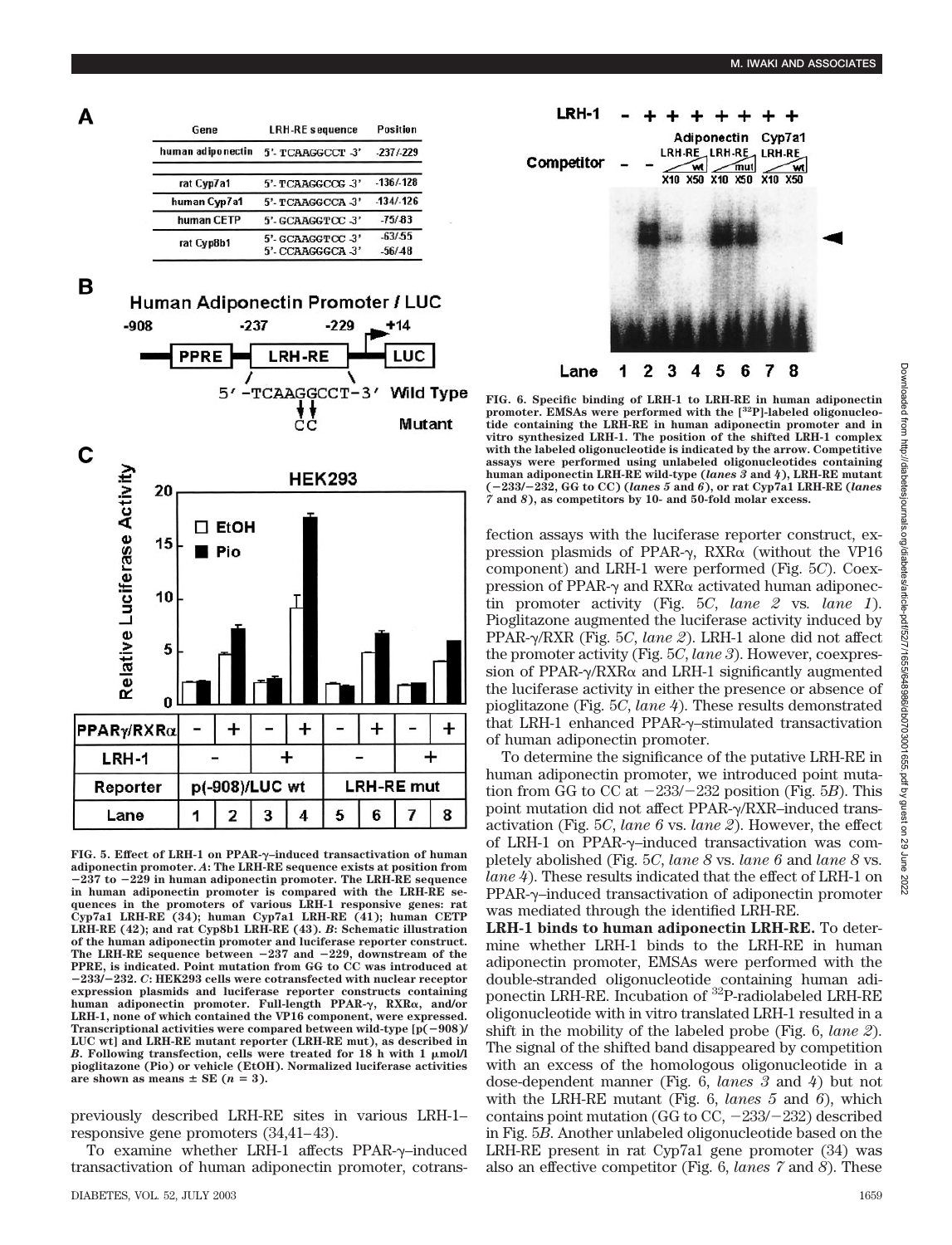**A**

| Gene | LRH-RE sequence | Position |
|---|---|---|
| human adiponectin | 5'- TCAAGGCCT -3' | -237/-229 |
| rat Cyp7a1 | 5'- TCAAGGCCG -3' | -136/-128 |
| human Cyp7a1 | 5'- TCAAGGCCA -3' | -134/-126 |
| human CETP | 5'- GCAAGGTCC -3' | -75/-83 |
| rat Cyp8b1 | 5'- GCAAGGTCC -3'<br>5'- CCAAGGGCA -3' | -63/-55<br>-56/-48 |

**B**

Human Adiponectin Promoter / LUC

-908 PPRE — -237 LRH-RE -229 — +14 LUC

5'-TCAAGGCCT-3' Wild Type

CC Mutant

**C**

HEK293

| PPARγ/RXRα | - | + | - | + | - | + | - | + |
|---|---|---|---|---|---|---|---|---|
| LRH-1 | - | | + | | - | | + | |
| Reporter | p(-908)/LUC wt | | | | LRH-RE mut | | | |
| Lane | 1 | 2 | 3 | 4 | 5 | 6 | 7 | 8 |

FIG. 5. Effect of LRH-1 on PPAR-γ–induced transactivation of human adiponectin promoter. *A*: The LRH-RE sequence exists at position from −237 to −229 in human adiponectin promoter. The LRH-RE sequence in human adiponectin promoter is compared with the LRH-RE sequences in the promoters of various LRH-1 responsive genes: rat Cyp7a1 LRH-RE (34); human Cyp7a1 LRH-RE (41); human CETP LRH-RE (42); and rat Cyp8b1 LRH-RE (43). *B*: Schematic illustration of the human adiponectin promoter and luciferase reporter construct. The LRH-RE sequence between −237 and −229, downstream of the PPRE, is indicated. Point mutation from GG to CC was introduced at −233/−232. *C*: HEK293 cells were cotransfected with nuclear receptor expression plasmids and luciferase reporter constructs containing human adiponectin promoter. Full-length PPAR-γ, RXRα, and/or LRH-1, none of which contained the VP16 component, were expressed. Transcriptional activities were compared between wild-type [p(−908)/LUC wt] and LRH-RE mutant reporter (LRH-RE mut), as described in *B*. Following transfection, cells were treated for 18 h with 1 μmol/l pioglitazone (Pio) or vehicle (EtOH). Normalized luciferase activities are shown as means ± SE ($n = 3$).

FIG. 6. Specific binding of LRH-1 to LRH-RE in human adiponectin promoter. EMSAs were performed with the [$^{32}$P]-labeled oligonucleotide containing the LRH-RE in human adiponectin promoter and in vitro synthesized LRH-1. The position of the shifted LRH-1 complex with the labeled oligonucleotide is indicated by the arrow. Competitive assays were performed using unlabeled oligonucleotides containing human adiponectin LRH-RE wild-type (*lanes 3* and *4*), LRH-RE mutant (−233/−232, GG to CC) (*lanes 5* and *6*), or rat Cyp7a1 LRH-RE (*lanes 7* and *8*), as competitors by 10- and 50-fold molar excess.

previously described LRH-RE sites in various LRH-1–responsive gene promoters (34,41–43).

To examine whether LRH-1 affects PPAR-γ–induced transactivation of human adiponectin promoter, cotransfection assays with the luciferase reporter construct, expression plasmids of PPAR-γ, RXRα (without the VP16 component) and LRH-1 were performed (Fig. 5*C*). Coexpression of PPAR-γ and RXRα activated human adiponectin promoter activity (Fig. 5*C*, *lane 2* vs. *lane 1*). Pioglitazone augmented the luciferase activity induced by PPAR-γ/RXR (Fig. 5*C*, *lane 2*). LRH-1 alone did not affect the promoter activity (Fig. 5*C*, *lane 3*). However, coexpression of PPAR-γ/RXRα and LRH-1 significantly augmented the luciferase activity in either the presence or absence of pioglitazone (Fig. 5*C*, *lane 4*). These results demonstrated that LRH-1 enhanced PPAR-γ–stimulated transactivation of human adiponectin promoter.

To determine the significance of the putative LRH-RE in human adiponectin promoter, we introduced point mutation from GG to CC at −233/−232 position (Fig. 5*B*). This point mutation did not affect PPAR-γ/RXR–induced transactivation (Fig. 5*C*, *lane 6* vs. *lane 2*). However, the effect of LRH-1 on PPAR-γ–induced transactivation was completely abolished (Fig. 5*C*, *lane 8* vs. *lane 6* and *lane 8* vs. *lane 4*). These results indicated that the effect of LRH-1 on PPAR-γ–induced transactivation of adiponectin promoter was mediated through the identified LRH-RE.

**LRH-1 binds to human adiponectin LRH-RE.** To determine whether LRH-1 binds to the LRH-RE in human adiponectin promoter, EMSAs were performed with the double-stranded oligonucleotide containing human adiponectin LRH-RE. Incubation of $^{32}$P-radiolabeled LRH-RE oligonucleotide with in vitro translated LRH-1 resulted in a shift in the mobility of the labeled probe (Fig. 6, *lane 2*). The signal of the shifted band disappeared by competition with an excess of the homologous oligonucleotide in a dose-dependent manner (Fig. 6, *lanes 3* and *4*) but not with the LRH-RE mutant (Fig. 6, *lanes 5* and *6*), which contains point mutation (GG to CC, −233/−232) described in Fig. 5*B*. Another unlabeled oligonucleotide based on the LRH-RE present in rat Cyp7a1 gene promoter (34) was also an effective competitor (Fig. 6, *lanes 7* and *8*). These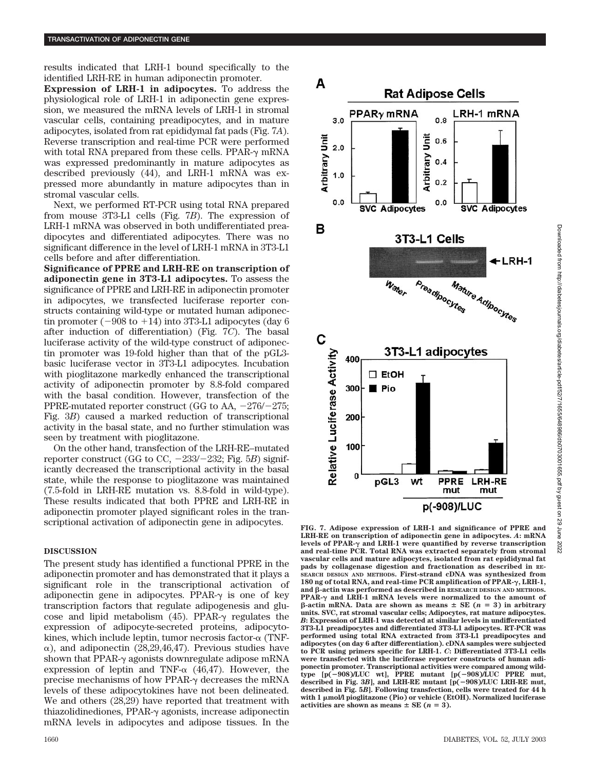results indicated that LRH-1 bound specifically to the identified LRH-RE in human adiponectin promoter.

**Expression of LRH-1 in adipocytes.** To address the physiological role of LRH-1 in adiponectin gene expression, we measured the mRNA levels of LRH-1 in stromal vascular cells, containing preadipocytes, and in mature adipocytes, isolated from rat epididymal fat pads (Fig. 7*A*). Reverse transcription and real-time PCR were performed with total RNA prepared from these cells. PPAR-γ mRNA was expressed predominantly in mature adipocytes as described previously (44), and LRH-1 mRNA was expressed more abundantly in mature adipocytes than in stromal vascular cells.

Next, we performed RT-PCR using total RNA prepared from mouse 3T3-L1 cells (Fig. 7*B*). The expression of LRH-1 mRNA was observed in both undifferentiated preadipocytes and differentiated adipocytes. There was no significant difference in the level of LRH-1 mRNA in 3T3-L1 cells before and after differentiation.

**Significance of PPRE and LRH-RE on transcription of adiponectin gene in 3T3-L1 adipocytes.** To assess the significance of PPRE and LRH-RE in adiponectin promoter in adipocytes, we transfected luciferase reporter constructs containing wild-type or mutated human adiponectin promoter (−908 to +14) into 3T3-L1 adipocytes (day 6 after induction of differentiation) (Fig. 7*C*). The basal luciferase activity of the wild-type construct of adiponectin promoter was 19-fold higher than that of the pGL3-basic luciferase vector in 3T3-L1 adipocytes. Incubation with pioglitazone markedly enhanced the transcriptional activity of adiponectin promoter by 8.8-fold compared with the basal condition. However, transfection of the PPRE-mutated reporter construct (GG to AA, −276/−275; Fig. 3*B*) caused a marked reduction of transcriptional activity in the basal state, and no further stimulation was seen by treatment with pioglitazone.

On the other hand, transfection of the LRH-RE–mutated reporter construct (GG to CC, −233/−232; Fig. 5*B*) significantly decreased the transcriptional activity in the basal state, while the response to pioglitazone was maintained (7.5-fold in LRH-RE mutation vs. 8.8-fold in wild-type). These results indicated that both PPRE and LRH-RE in adiponectin promoter played significant roles in the transcriptional activation of adiponectin gene in adipocytes.

**FIG. 7. Adipose expression of LRH-1 and significance of PPRE and LRH-RE on transcription of adiponectin gene in adipocytes.** *A*: mRNA levels of PPAR-γ and LRH-1 were quantified by reverse transcription and real-time PCR. Total RNA was extracted separately from stromal vascular cells and mature adipocytes, isolated from rat epididymal fat pads by collagenase digestion and fractionation as described in RESEARCH DESIGN AND METHODS. First-strand cDNA was synthesized from 180 ng of total RNA, and real-time PCR amplification of PPAR-γ, LRH-1, and β-actin was performed as described in RESEARCH DESIGN AND METHODS. PPAR-γ and LRH-1 mRNA levels were normalized to the amount of β-actin mRNA. Data are shown as means ± SE ($n = 3$) in arbitrary units. SVC, rat stromal vascular cells; Adipocytes, rat mature adipocytes. *B*: Expression of LRH-1 was detected at similar levels in undifferentiated 3T3-L1 preadipocytes and differentiated 3T3-L1 adipocytes. RT-PCR was performed using total RNA extracted from 3T3-L1 preadipocytes and adipocytes (on day 6 after differentiation). cDNA samples were subjected to PCR using primers specific for LRH-1. *C*: Differentiated 3T3-L1 cells were transfected with the luciferase reporter constructs of human adiponectin promoter. Transcriptional activities were compared among wild-type [p(−908)/LUC wt], PPRE mutant [p(−908)/LUC PPRE mut, described in Fig. 3*B*], and LRH-RE mutant [p(−908)/LUC LRH-RE mut, described in Fig. 5*B*]. Following transfection, cells were treated for 44 h with 1 μmol/l pioglitazone (Pio) or vehicle (EtOH). Normalized luciferase activities are shown as means ± SE ($n = 3$).

## DISCUSSION

The present study has identified a functional PPRE in the adiponectin promoter and has demonstrated that it plays a significant role in the transcriptional activation of adiponectin gene in adipocytes. PPAR-γ is one of key transcription factors that regulate adipogenesis and glucose and lipid metabolism (45). PPAR-γ regulates the expression of adipocyte-secreted proteins, adipocytokines, which include leptin, tumor necrosis factor-α (TNF-α), and adiponectin (28,29,46,47). Previous studies have shown that PPAR-γ agonists downregulate adipose mRNA expression of leptin and TNF-α (46,47). However, the precise mechanisms of how PPAR-γ decreases the mRNA levels of these adipocytokines have not been delineated. We and others (28,29) have reported that treatment with thiazolidinediones, PPAR-γ agonists, increase adiponectin mRNA levels in adipocytes and adipose tissues. In the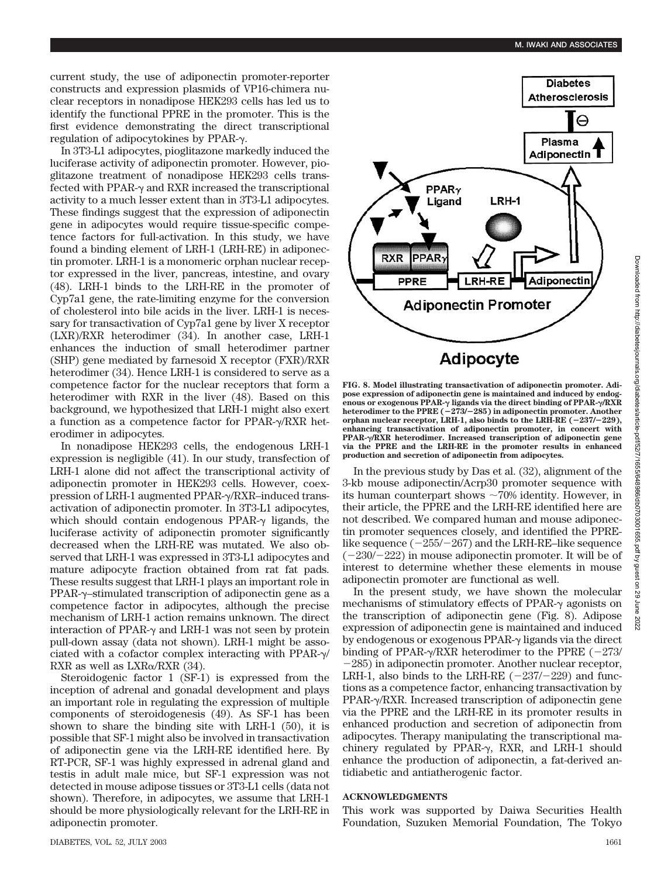current study, the use of adiponectin promoter-reporter constructs and expression plasmids of VP16-chimera nuclear receptors in nonadipose HEK293 cells has led us to identify the functional PPRE in the promoter. This is the first evidence demonstrating the direct transcriptional regulation of adipocytokines by PPAR-γ.

In 3T3-L1 adipocytes, pioglitazone markedly induced the luciferase activity of adiponectin promoter. However, pioglitazone treatment of nonadipose HEK293 cells transfected with PPAR-γ and RXR increased the transcriptional activity to a much lesser extent than in 3T3-L1 adipocytes. These findings suggest that the expression of adiponectin gene in adipocytes would require tissue-specific competence factors for full-activation. In this study, we have found a binding element of LRH-1 (LRH-RE) in adiponectin promoter. LRH-1 is a monomeric orphan nuclear receptor expressed in the liver, pancreas, intestine, and ovary (48). LRH-1 binds to the LRH-RE in the promoter of Cyp7a1 gene, the rate-limiting enzyme for the conversion of cholesterol into bile acids in the liver. LRH-1 is necessary for transactivation of Cyp7a1 gene by liver X receptor (LXR)/RXR heterodimer (34). In another case, LRH-1 enhances the induction of small heterodimer partner (SHP) gene mediated by farnesoid X receptor (FXR)/RXR heterodimer (34). Hence LRH-1 is considered to serve as a competence factor for the nuclear receptors that form a heterodimer with RXR in the liver (48). Based on this background, we hypothesized that LRH-1 might also exert a function as a competence factor for PPAR-γ/RXR heterodimer in adipocytes.

In nonadipose HEK293 cells, the endogenous LRH-1 expression is negligible (41). In our study, transfection of LRH-1 alone did not affect the transcriptional activity of adiponectin promoter in HEK293 cells. However, coexpression of LRH-1 augmented PPAR-γ/RXR–induced transactivation of adiponectin promoter. In 3T3-L1 adipocytes, which should contain endogenous PPAR-γ ligands, the luciferase activity of adiponectin promoter significantly decreased when the LRH-RE was mutated. We also observed that LRH-1 was expressed in 3T3-L1 adipocytes and mature adipocyte fraction obtained from rat fat pads. These results suggest that LRH-1 plays an important role in PPAR-γ–stimulated transcription of adiponectin gene as a competence factor in adipocytes, although the precise mechanism of LRH-1 action remains unknown. The direct interaction of PPAR-γ and LRH-1 was not seen by protein pull-down assay (data not shown). LRH-1 might be associated with a cofactor complex interacting with PPAR-γ/RXR as well as LXRα/RXR (34).

Steroidogenic factor 1 (SF-1) is expressed from the inception of adrenal and gonadal development and plays an important role in regulating the expression of multiple components of steroidogenesis (49). As SF-1 has been shown to share the binding site with LRH-1 (50), it is possible that SF-1 might also be involved in transactivation of adiponectin gene via the LRH-RE identified here. By RT-PCR, SF-1 was highly expressed in adrenal gland and testis in adult male mice, but SF-1 expression was not detected in mouse adipose tissues or 3T3-L1 cells (data not shown). Therefore, in adipocytes, we assume that LRH-1 should be more physiologically relevant for the LRH-RE in adiponectin promoter.

**FIG. 8. Model illustrating transactivation of adiponectin promoter. Adipose expression of adiponectin gene is maintained and induced by endogenous or exogenous PPAR-γ ligands via the direct binding of PPAR-γ/RXR heterodimer to the PPRE (−273/−285) in adiponectin promoter. Another orphan nuclear receptor, LRH-1, also binds to the LRH-RE (−237/−229), enhancing transactivation of adiponectin promoter, in concert with PPAR-γ/RXR heterodimer. Increased transcription of adiponectin gene via the PPRE and the LRH-RE in the promoter results in enhanced production and secretion of adiponectin from adipocytes.**

In the previous study by Das et al. (32), alignment of the 3-kb mouse adiponectin/Acrp30 promoter sequence with its human counterpart shows ~70% identity. However, in their article, the PPRE and the LRH-RE identified here are not described. We compared human and mouse adiponectin promoter sequences closely, and identified the PPRE-like sequence (−255/−267) and the LRH-RE–like sequence (−230/−222) in mouse adiponectin promoter. It will be of interest to determine whether these elements in mouse adiponectin promoter are functional as well.

In the present study, we have shown the molecular mechanisms of stimulatory effects of PPAR-γ agonists on the transcription of adiponectin gene (Fig. 8). Adipose expression of adiponectin gene is maintained and induced by endogenous or exogenous PPAR-γ ligands via the direct binding of PPAR-γ/RXR heterodimer to the PPRE (−273/−285) in adiponectin promoter. Another nuclear receptor, LRH-1, also binds to the LRH-RE (−237/−229) and functions as a competence factor, enhancing transactivation by PPAR-γ/RXR. Increased transcription of adiponectin gene via the PPRE and the LRH-RE in its promoter results in enhanced production and secretion of adiponectin from adipocytes. Therapy manipulating the transcriptional machinery regulated by PPAR-γ, RXR, and LRH-1 should enhance the production of adiponectin, a fat-derived antidiabetic and antiatherogenic factor.

## ACKNOWLEDGMENTS

This work was supported by Daiwa Securities Health Foundation, Suzuken Memorial Foundation, The Tokyo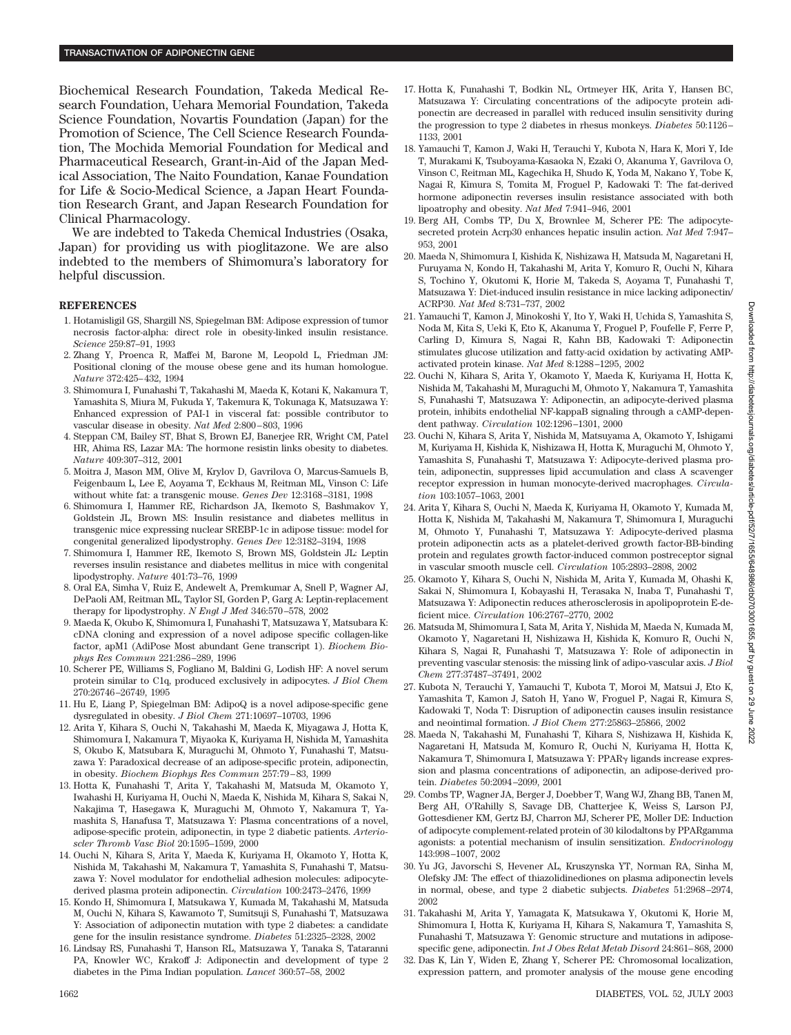Biochemical Research Foundation, Takeda Medical Research Foundation, Uehara Memorial Foundation, Takeda Science Foundation, Novartis Foundation (Japan) for the Promotion of Science, The Cell Science Research Foundation, The Mochida Memorial Foundation for Medical and Pharmaceutical Research, Grant-in-Aid of the Japan Medical Association, The Naito Foundation, Kanae Foundation for Life & Socio-Medical Science, a Japan Heart Foundation Research Grant, and Japan Research Foundation for Clinical Pharmacology.

We are indebted to Takeda Chemical Industries (Osaka, Japan) for providing us with pioglitazone. We are also indebted to the members of Shimomura's laboratory for helpful discussion.

## REFERENCES

1. Hotamisligil GS, Shargill NS, Spiegelman BM: Adipose expression of tumor necrosis factor-alpha: direct role in obesity-linked insulin resistance. *Science* 259:87–91, 1993
2. Zhang Y, Proenca R, Maffei M, Barone M, Leopold L, Friedman JM: Positional cloning of the mouse obese gene and its human homologue. *Nature* 372:425–432, 1994
3. Shimomura I, Funahashi T, Takahashi M, Maeda K, Kotani K, Nakamura T, Yamashita S, Miura M, Fukuda Y, Takemura K, Tokunaga K, Matsuzawa Y: Enhanced expression of PAI-1 in visceral fat: possible contributor to vascular disease in obesity. *Nat Med* 2:800–803, 1996
4. Steppan CM, Bailey ST, Bhat S, Brown EJ, Banerjee RR, Wright CM, Patel HR, Ahima RS, Lazar MA: The hormone resistin links obesity to diabetes. *Nature* 409:307–312, 2001
5. Moitra J, Mason MM, Olive M, Krylov D, Gavrilova O, Marcus-Samuels B, Feigenbaum L, Lee E, Aoyama T, Eckhaus M, Reitman ML, Vinson C: Life without white fat: a transgenic mouse. *Genes Dev* 12:3168–3181, 1998
6. Shimomura I, Hammer RE, Richardson JA, Ikemoto S, Bashmakov Y, Goldstein JL, Brown MS: Insulin resistance and diabetes mellitus in transgenic mice expressing nuclear SREBP-1c in adipose tissue: model for congenital generalized lipodystrophy. *Genes Dev* 12:3182–3194, 1998
7. Shimomura I, Hammer RE, Ikemoto S, Brown MS, Goldstein JL: Leptin reverses insulin resistance and diabetes mellitus in mice with congenital lipodystrophy. *Nature* 401:73–76, 1999
8. Oral EA, Simha V, Ruiz E, Andewelt A, Premkumar A, Snell P, Wagner AJ, DePaoli AM, Reitman ML, Taylor SI, Gorden P, Garg A: Leptin-replacement therapy for lipodystrophy. *N Engl J Med* 346:570–578, 2002
9. Maeda K, Okubo K, Shimomura I, Funahashi T, Matsuzawa Y, Matsubara K: cDNA cloning and expression of a novel adipose specific collagen-like factor, apM1 (AdiPose Most abundant Gene transcript 1). *Biochem Biophys Res Commun* 221:286–289, 1996
10. Scherer PE, Williams S, Fogliano M, Baldini G, Lodish HF: A novel serum protein similar to C1q, produced exclusively in adipocytes. *J Biol Chem* 270:26746–26749, 1995
11. Hu E, Liang P, Spiegelman BM: AdipoQ is a novel adipose-specific gene dysregulated in obesity. *J Biol Chem* 271:10697–10703, 1996
12. Arita Y, Kihara S, Ouchi N, Takahashi M, Maeda K, Miyagawa J, Hotta K, Shimomura I, Nakamura T, Miyaoka K, Kuriyama H, Nishida M, Yamashita S, Okubo K, Matsubara K, Muraguchi M, Ohmoto Y, Funahashi T, Matsuzawa Y: Paradoxical decrease of an adipose-specific protein, adiponectin, in obesity. *Biochem Biophys Res Commun* 257:79–83, 1999
13. Hotta K, Funahashi T, Arita Y, Takahashi M, Matsuda M, Okamoto Y, Iwahashi H, Kuriyama H, Ouchi N, Maeda K, Nishida M, Kihara S, Sakai N, Nakajima T, Hasegawa K, Muraguchi M, Ohmoto Y, Nakamura T, Yamashita S, Hanafusa T, Matsuzawa Y: Plasma concentrations of a novel, adipose-specific protein, adiponectin, in type 2 diabetic patients. *Arterioscler Thromb Vasc Biol* 20:1595–1599, 2000
14. Ouchi N, Kihara S, Arita Y, Maeda K, Kuriyama H, Okamoto Y, Hotta K, Nishida M, Takahashi M, Nakamura T, Yamashita S, Funahashi T, Matsuzawa Y: Novel modulator for endothelial adhesion molecules: adipocyte-derived plasma protein adiponectin. *Circulation* 100:2473–2476, 1999
15. Kondo H, Shimomura I, Matsukawa Y, Kumada M, Takahashi M, Matsuda M, Ouchi N, Kihara S, Kawamoto T, Sumitsuji S, Funahashi T, Matsuzawa Y: Association of adiponectin mutation with type 2 diabetes: a candidate gene for the insulin resistance syndrome. *Diabetes* 51:2325–2328, 2002
16. Lindsay RS, Funahashi T, Hanson RL, Matsuzawa Y, Tanaka S, Tataranni PA, Knowler WC, Krakoff J: Adiponectin and development of type 2 diabetes in the Pima Indian population. *Lancet* 360:57–58, 2002
17. Hotta K, Funahashi T, Bodkin NL, Ortmeyer HK, Arita Y, Hansen BC, Matsuzawa Y: Circulating concentrations of the adipocyte protein adiponectin are decreased in parallel with reduced insulin sensitivity during the progression to type 2 diabetes in rhesus monkeys. *Diabetes* 50:1126–1133, 2001
18. Yamauchi T, Kamon J, Waki H, Terauchi Y, Kubota N, Hara K, Mori Y, Ide T, Murakami K, Tsuboyama-Kasaoka N, Ezaki O, Akanuma Y, Gavrilova O, Vinson C, Reitman ML, Kagechika H, Shudo K, Yoda M, Nakano Y, Tobe K, Nagai R, Kimura S, Tomita M, Froguel P, Kadowaki T: The fat-derived hormone adiponectin reverses insulin resistance associated with both lipoatrophy and obesity. *Nat Med* 7:941–946, 2001
19. Berg AH, Combs TP, Du X, Brownlee M, Scherer PE: The adipocyte-secreted protein Acrp30 enhances hepatic insulin action. *Nat Med* 7:947–953, 2001
20. Maeda N, Shimomura I, Kishida K, Nishizawa H, Matsuda M, Nagaretani H, Furuyama N, Kondo H, Takahashi M, Arita Y, Komuro R, Ouchi N, Kihara S, Tochino Y, Okutomi K, Horie M, Takeda S, Aoyama T, Funahashi T, Matsuzawa Y: Diet-induced insulin resistance in mice lacking adiponectin/ACRP30. *Nat Med* 8:731–737, 2002
21. Yamauchi T, Kamon J, Minokoshi Y, Ito Y, Waki H, Uchida S, Yamashita S, Noda M, Kita S, Ueki K, Eto K, Akanuma Y, Froguel P, Foufelle F, Ferre P, Carling D, Kimura S, Nagai R, Kahn BB, Kadowaki T: Adiponectin stimulates glucose utilization and fatty-acid oxidation by activating AMP-activated protein kinase. *Nat Med* 8:1288–1295, 2002
22. Ouchi N, Kihara S, Arita Y, Okamoto Y, Maeda K, Kuriyama H, Hotta K, Nishida M, Takahashi M, Muraguchi M, Ohmoto Y, Nakamura T, Yamashita S, Funahashi T, Matsuzawa Y: Adiponectin, an adipocyte-derived plasma protein, inhibits endothelial NF-kappaB signaling through a cAMP-dependent pathway. *Circulation* 102:1296–1301, 2000
23. Ouchi N, Kihara S, Arita Y, Nishida M, Matsuyama A, Okamoto Y, Ishigami M, Kuriyama H, Kishida K, Nishizawa H, Hotta K, Muraguchi M, Ohmoto Y, Yamashita S, Funahashi T, Matsuzawa Y: Adipocyte-derived plasma protein, adiponectin, suppresses lipid accumulation and class A scavenger receptor expression in human monocyte-derived macrophages. *Circulation* 103:1057–1063, 2001
24. Arita Y, Kihara S, Ouchi N, Maeda K, Kuriyama H, Okamoto Y, Kumada M, Hotta K, Nishida M, Takahashi M, Nakamura T, Shimomura I, Muraguchi M, Ohmoto Y, Funahashi T, Matsuzawa Y: Adipocyte-derived plasma protein adiponectin acts as a platelet-derived growth factor-BB-binding protein and regulates growth factor-induced common postreceptor signal in vascular smooth muscle cell. *Circulation* 105:2893–2898, 2002
25. Okamoto Y, Kihara S, Ouchi N, Nishida M, Arita Y, Kumada M, Ohashi K, Sakai N, Shimomura I, Kobayashi H, Terasaka N, Inaba T, Funahashi T, Matsuzawa Y: Adiponectin reduces atherosclerosis in apolipoprotein E-deficient mice. *Circulation* 106:2767–2770, 2002
26. Matsuda M, Shimomura I, Sata M, Arita Y, Nishida M, Maeda N, Kumada M, Okamoto Y, Nagaretani H, Nishizawa H, Kishida K, Komuro R, Ouchi N, Kihara S, Nagai R, Funahashi T, Matsuzawa Y: Role of adiponectin in preventing vascular stenosis: the missing link of adipo-vascular axis. *J Biol Chem* 277:37487–37491, 2002
27. Kubota N, Terauchi Y, Yamauchi T, Kubota T, Moroi M, Matsui J, Eto K, Yamashita T, Kamon J, Satoh H, Yano W, Froguel P, Nagai R, Kimura S, Kadowaki T, Noda T: Disruption of adiponectin causes insulin resistance and neointimal formation. *J Biol Chem* 277:25863–25866, 2002
28. Maeda N, Takahashi M, Funahashi T, Kihara S, Nishizawa H, Kishida K, Nagaretani H, Matsuda M, Komuro R, Ouchi N, Kuriyama H, Hotta K, Nakamura T, Shimomura I, Matsuzawa Y: PPAR$\gamma$ ligands increase expression and plasma concentrations of adiponectin, an adipose-derived protein. *Diabetes* 50:2094–2099, 2001
29. Combs TP, Wagner JA, Berger J, Doebber T, Wang WJ, Zhang BB, Tanen M, Berg AH, O'Rahilly S, Savage DB, Chatterjee K, Weiss S, Larson PJ, Gottesdiener KM, Gertz BJ, Charron MJ, Scherer PE, Moller DE: Induction of adipocyte complement-related protein of 30 kilodaltons by PPARgamma agonists: a potential mechanism of insulin sensitization. *Endocrinology* 143:998–1007, 2002
30. Yu JG, Javorschi S, Hevener AL, Kruszynska YT, Norman RA, Sinha M, Olefsky JM: The effect of thiazolidinediones on plasma adiponectin levels in normal, obese, and type 2 diabetic subjects. *Diabetes* 51:2968–2974, 2002
31. Takahashi M, Arita Y, Yamagata K, Matsukawa Y, Okutomi K, Horie M, Shimomura I, Hotta K, Kuriyama H, Kihara S, Nakamura T, Yamashita S, Funahashi T, Matsuzawa Y: Genomic structure and mutations in adipose-specific gene, adiponectin. *Int J Obes Relat Metab Disord* 24:861–868, 2000
32. Das K, Lin Y, Widen E, Zhang Y, Scherer PE: Chromosomal localization, expression pattern, and promoter analysis of the mouse gene encoding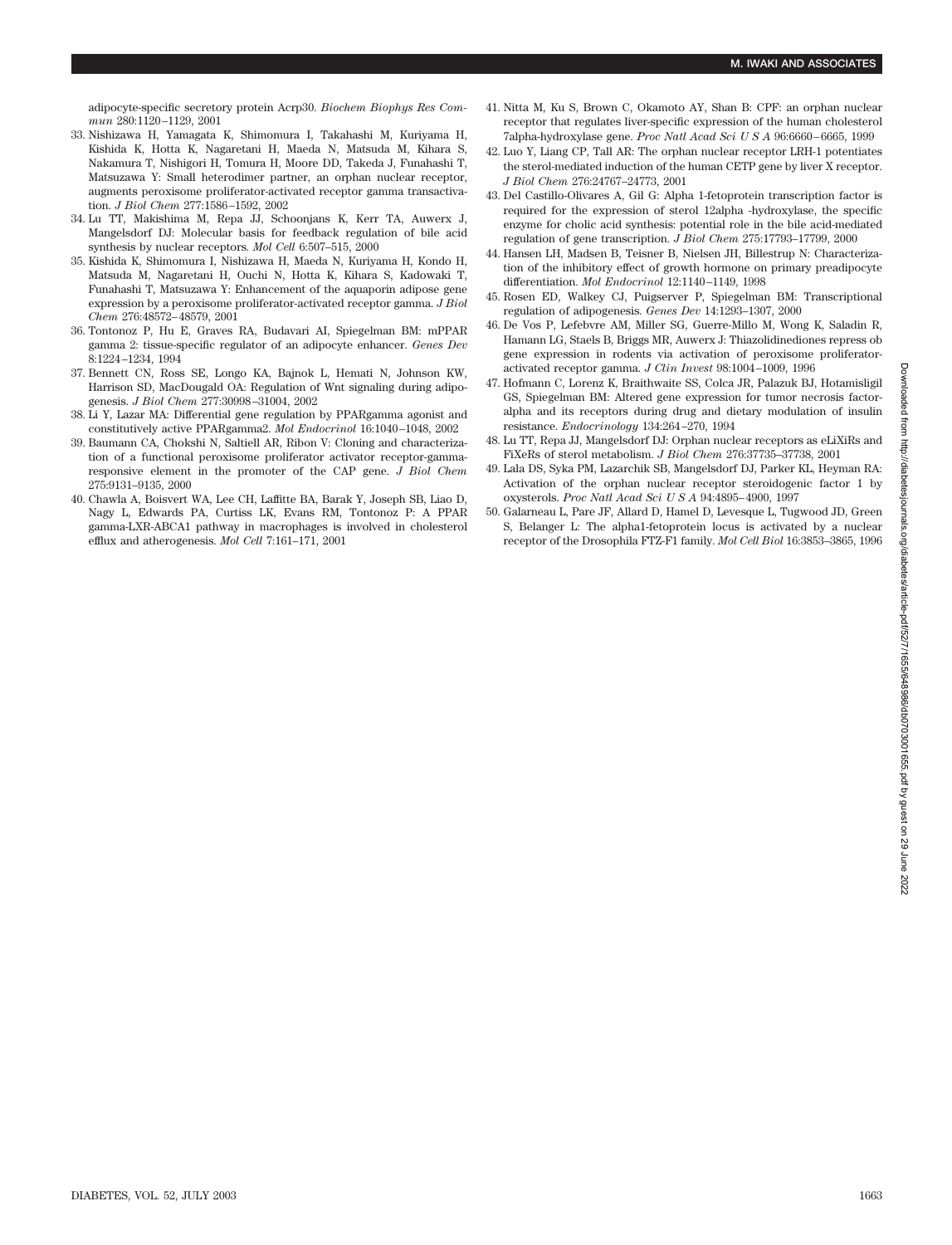adipocyte-specific secretory protein Acrp30. *Biochem Biophys Res Commun* 280:1120–1129, 2001

33. Nishizawa H, Yamagata K, Shimomura I, Takahashi M, Kuriyama H, Kishida K, Hotta K, Nagaretani H, Maeda N, Matsuda M, Kihara S, Nakamura T, Nishigori H, Tomura H, Moore DD, Takeda J, Funahashi T, Matsuzawa Y: Small heterodimer partner, an orphan nuclear receptor, augments peroxisome proliferator-activated receptor gamma transactivation. *J Biol Chem* 277:1586–1592, 2002
34. Lu TT, Makishima M, Repa JJ, Schoonjans K, Kerr TA, Auwerx J, Mangelsdorf DJ: Molecular basis for feedback regulation of bile acid synthesis by nuclear receptors. *Mol Cell* 6:507–515, 2000
35. Kishida K, Shimomura I, Nishizawa H, Maeda N, Kuriyama H, Kondo H, Matsuda M, Nagaretani H, Ouchi N, Hotta K, Kihara S, Kadowaki T, Funahashi T, Matsuzawa Y: Enhancement of the aquaporin adipose gene expression by a peroxisome proliferator-activated receptor gamma. *J Biol Chem* 276:48572–48579, 2001
36. Tontonoz P, Hu E, Graves RA, Budavari AI, Spiegelman BM: mPPAR gamma 2: tissue-specific regulator of an adipocyte enhancer. *Genes Dev* 8:1224–1234, 1994
37. Bennett CN, Ross SE, Longo KA, Bajnok L, Hemati N, Johnson KW, Harrison SD, MacDougald OA: Regulation of Wnt signaling during adipogenesis. *J Biol Chem* 277:30998–31004, 2002
38. Li Y, Lazar MA: Differential gene regulation by PPARgamma agonist and constitutively active PPARgamma2. *Mol Endocrinol* 16:1040–1048, 2002
39. Baumann CA, Chokshi N, Saltiell AR, Ribon V: Cloning and characterization of a functional peroxisome proliferator activator receptor-gamma-responsive element in the promoter of the CAP gene. *J Biol Chem* 275:9131–9135, 2000
40. Chawla A, Boisvert WA, Lee CH, Laffitte BA, Barak Y, Joseph SB, Liao D, Nagy L, Edwards PA, Curtiss LK, Evans RM, Tontonoz P: A PPAR gamma-LXR-ABCA1 pathway in macrophages is involved in cholesterol efflux and atherogenesis. *Mol Cell* 7:161–171, 2001
41. Nitta M, Ku S, Brown C, Okamoto AY, Shan B: CPF: an orphan nuclear receptor that regulates liver-specific expression of the human cholesterol 7alpha-hydroxylase gene. *Proc Natl Acad Sci U S A* 96:6660–6665, 1999
42. Luo Y, Liang CP, Tall AR: The orphan nuclear receptor LRH-1 potentiates the sterol-mediated induction of the human CETP gene by liver X receptor. *J Biol Chem* 276:24767–24773, 2001
43. Del Castillo-Olivares A, Gil G: Alpha 1-fetoprotein transcription factor is required for the expression of sterol 12alpha -hydroxylase, the specific enzyme for cholic acid synthesis: potential role in the bile acid-mediated regulation of gene transcription. *J Biol Chem* 275:17793–17799, 2000
44. Hansen LH, Madsen B, Teisner B, Nielsen JH, Billestrup N: Characterization of the inhibitory effect of growth hormone on primary preadipocyte differentiation. *Mol Endocrinol* 12:1140–1149, 1998
45. Rosen ED, Walkey CJ, Puigserver P, Spiegelman BM: Transcriptional regulation of adipogenesis. *Genes Dev* 14:1293–1307, 2000
46. De Vos P, Lefebvre AM, Miller SG, Guerre-Millo M, Wong K, Saladin R, Hamann LG, Staels B, Briggs MR, Auwerx J: Thiazolidinediones repress ob gene expression in rodents via activation of peroxisome proliferator-activated receptor gamma. *J Clin Invest* 98:1004–1009, 1996
47. Hofmann C, Lorenz K, Braithwaite SS, Colca JR, Palazuk BJ, Hotamisligil GS, Spiegelman BM: Altered gene expression for tumor necrosis factor-alpha and its receptors during drug and dietary modulation of insulin resistance. *Endocrinology* 134:264–270, 1994
48. Lu TT, Repa JJ, Mangelsdorf DJ: Orphan nuclear receptors as eLiXiRs and FiXeRs of sterol metabolism. *J Biol Chem* 276:37735–37738, 2001
49. Lala DS, Syka PM, Lazarchik SB, Mangelsdorf DJ, Parker KL, Heyman RA: Activation of the orphan nuclear receptor steroidogenic factor 1 by oxysterols. *Proc Natl Acad Sci U S A* 94:4895–4900, 1997
50. Galarneau L, Pare JF, Allard D, Hamel D, Levesque L, Tugwood JD, Green S, Belanger L: The alpha1-fetoprotein locus is activated by a nuclear receptor of the Drosophila FTZ-F1 family. *Mol Cell Biol* 16:3853–3865, 1996